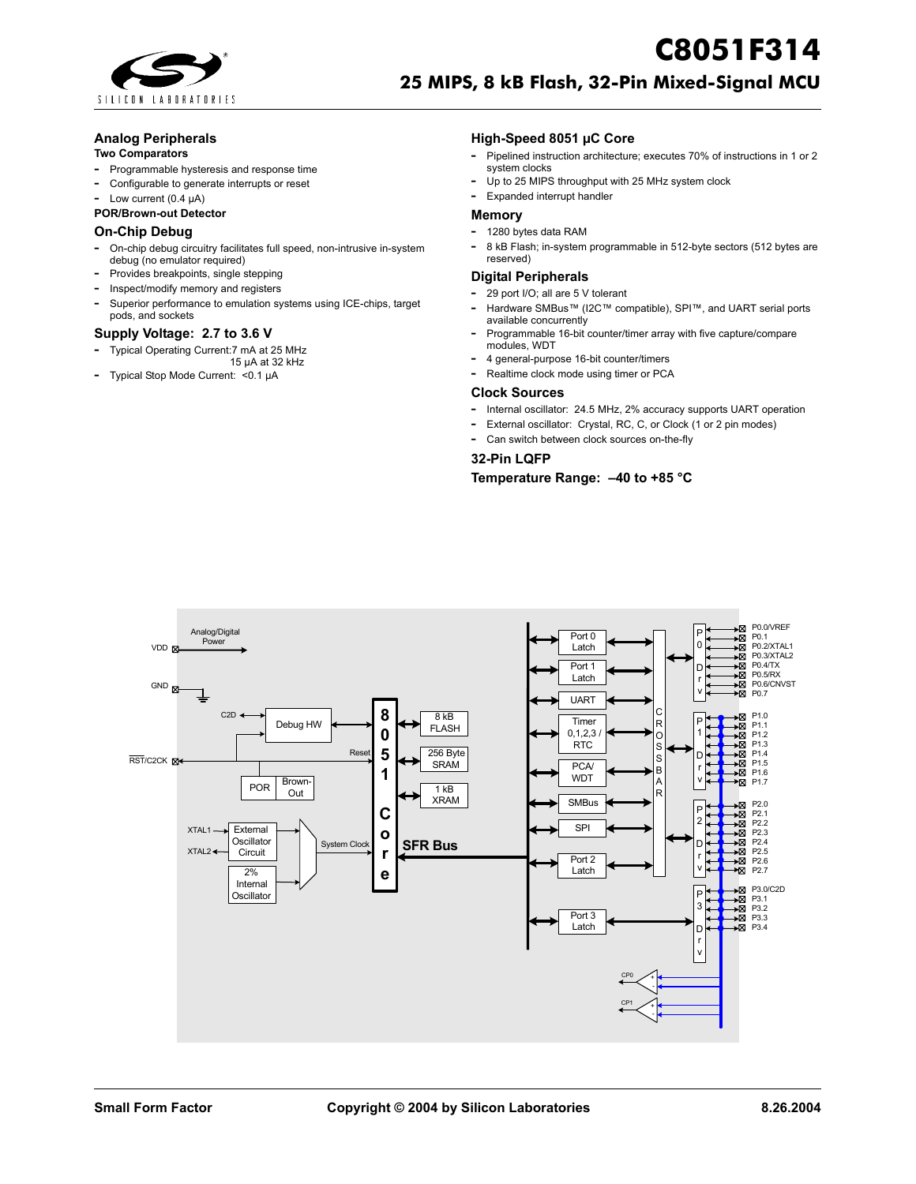# C8051F314

## 25 MIPS, 8 kB Flash, 32-Pin Mixed-Signal MCU

### Analog Peripherals

**Two Comparators**

- Programmable hysteresis and response time
- Configurable to generate interrupts or reset
- Low current (0.4 µA)

**POR/Brown-out Detector**

### On-Chip Debug

- On-chip debug circuitry facilitates full speed, non-intrusive in-system debug (no emulator required)
- Provides breakpoints, single stepping
- Inspect/modify memory and registers
- Superior performance to emulation systems using ICE-chips, target pods, and sockets

### Supply Voltage: 2.7 to 3.6 V

- Typical Operating Current: 7 mA at 25 MHz; 15 µA at 32 kHz
- Typical Stop Mode Current: <0.1 µA

### High-Speed 8051 µC Core

- Pipelined instruction architecture; executes 70% of instructions in 1 or 2 system clocks
- Up to 25 MIPS throughput with 25 MHz system clock
- Expanded interrupt handler

### Memory

- 1280 bytes data RAM
- 8 kB Flash; in-system programmable in 512-byte sectors (512 bytes are reserved)

### Digital Peripherals

- 29 port I/O; all are 5 V tolerant
- Hardware SMBus™ (I2C™ compatible), SPI™, and UART serial ports available concurrently
- Programmable 16-bit counter/timer array with five capture/compare modules, WDT
- 4 general-purpose 16-bit counter/timers
- Realtime clock mode using timer or PCA

### Clock Sources

- Internal oscillator: 24.5 MHz, 2% accuracy supports UART operation
- External oscillator: Crystal, RC, C, or Clock (1 or 2 pin modes)
- Can switch between clock sources on-the-fly

### 32-Pin LQFP

### Temperature Range: –40 to +85 °C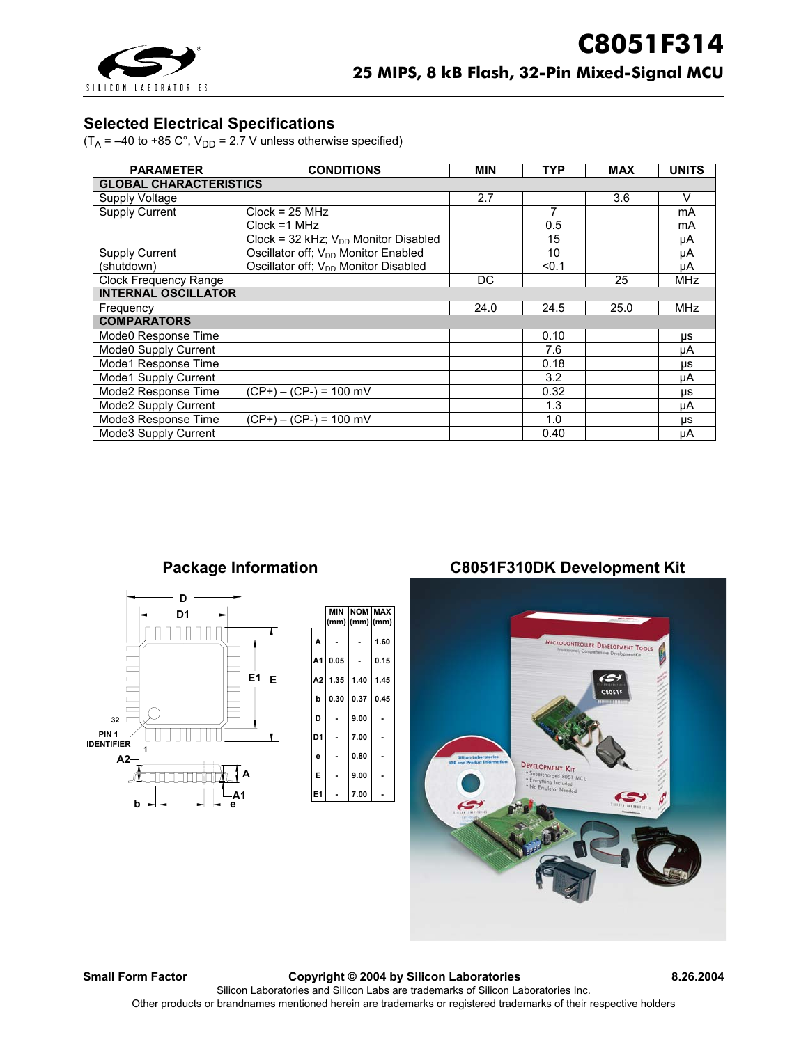# C8051F314

## 25 MIPS, 8 kB Flash, 32-Pin Mixed-Signal MCU

### Selected Electrical Specifications

($T_A$ = –40 to +85 C°, $V_{DD}$ = 2.7 V unless otherwise specified)

| PARAMETER | CONDITIONS | MIN | TYP | MAX | UNITS |
|---|---|---|---|---|---|
| **GLOBAL CHARACTERISTICS** | | | | | |
| Supply Voltage | | 2.7 | | 3.6 | V |
| Supply Current | Clock = 25 MHz<br>Clock =1 MHz<br>Clock = 32 kHz; $V_{DD}$ Monitor Disabled | | 7<br>0.5<br>15 | | mA<br>mA<br>µA |
| Supply Current (shutdown) | Oscillator off; $V_{DD}$ Monitor Enabled<br>Oscillator off; $V_{DD}$ Monitor Disabled | | 10<br><0.1 | | µA<br>µA |
| Clock Frequency Range | | DC | | 25 | MHz |
| **INTERNAL OSCILLATOR** | | | | | |
| Frequency | | 24.0 | 24.5 | 25.0 | MHz |
| **COMPARATORS** | | | | | |
| Mode0 Response Time | | | 0.10 | | µs |
| Mode0 Supply Current | | | 7.6 | | µA |
| Mode1 Response Time | | | 0.18 | | µs |
| Mode1 Supply Current | | | 3.2 | | µA |
| Mode2 Response Time | (CP+) – (CP-) = 100 mV | | 0.32 | | µs |
| Mode2 Supply Current | | | 1.3 | | µA |
| Mode3 Response Time | (CP+) – (CP-) = 100 mV | | 1.0 | | µs |
| Mode3 Supply Current | | | 0.40 | | µA |

### Package Information

D
D1
E1 E
32
PIN 1 IDENTIFIER
1
A2
A
b
e
A1

| | MIN (mm) | NOM (mm) | MAX (mm) |
|---|---|---|---|
| A | - | - | 1.60 |
| A1 | 0.05 | - | 0.15 |
| A2 | 1.35 | 1.40 | 1.45 |
| b | 0.30 | 0.37 | 0.45 |
| D | - | 9.00 | - |
| D1 | - | 7.00 | - |
| e | - | 0.80 | - |
| E | - | 9.00 | - |
| E1 | - | 7.00 | - |

### C8051F310DK Development Kit

**Small Form Factor** **Copyright © 2004 by Silicon Laboratories** **8.26.2004**

Silicon Laboratories and Silicon Labs are trademarks of Silicon Laboratories Inc.

Other products or brandnames mentioned herein are trademarks or registered trademarks of their respective holders